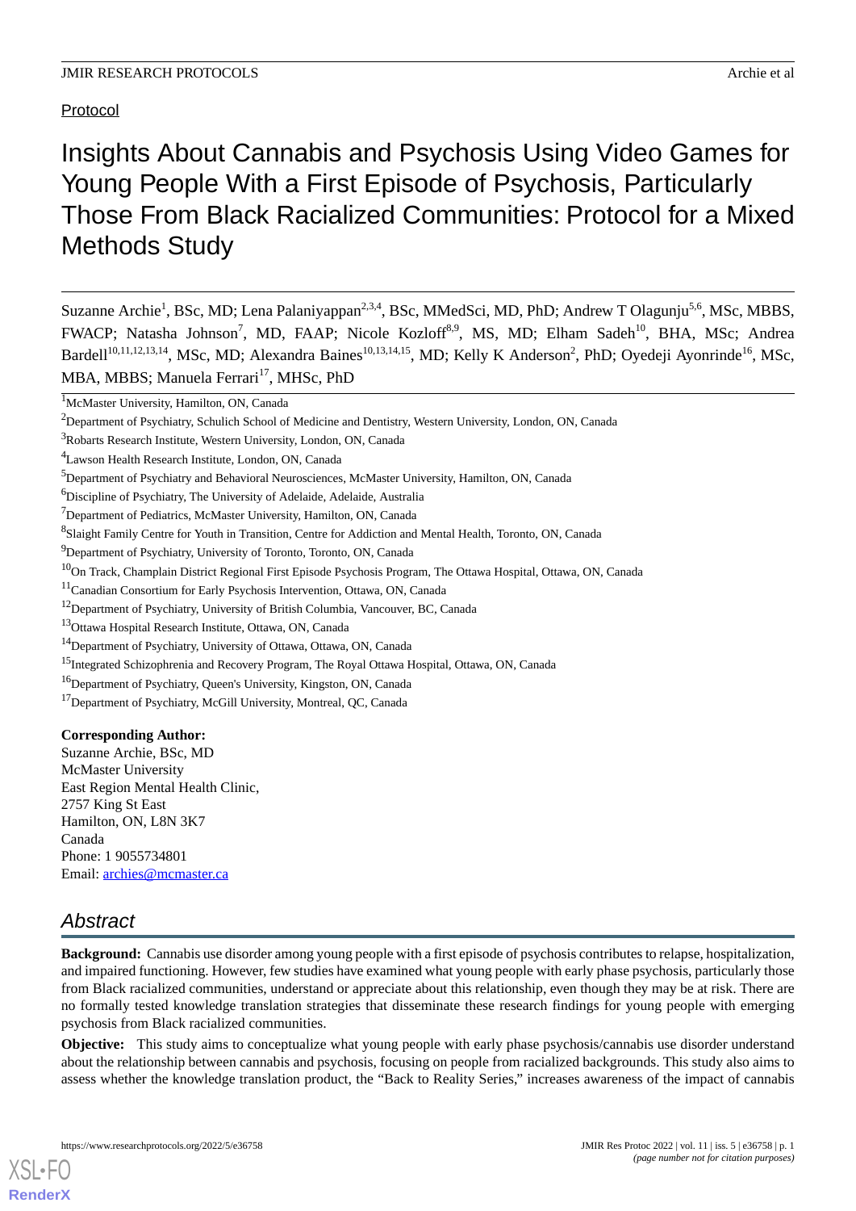Protocol

# Insights About Cannabis and Psychosis Using Video Games for Young People With a First Episode of Psychosis, Particularly Those From Black Racialized Communities: Protocol for a Mixed Methods Study

Suzanne Archie[1], BSc, MD; Lena Palaniyappan[2,3,4], BSc, MMedSci, MD, PhD; Andrew T Olagunju[5,6], MSc, MBBS, FWACP; Natasha Johnson[7], MD, FAAP; Nicole Kozloff[8,9], MS, MD; Elham Sadeh[10], BHA, MSc; Andrea Bardell[10,11,12,13,14], MSc, MD; Alexandra Baines[10,13,14,15], MD; Kelly K Anderson[2], PhD; Oyedeji Ayonrinde[16], MSc, MBA, MBBS; Manuela Ferrari[17], MHSc, PhD

[1]McMaster University, Hamilton, ON, Canada
[2]Department of Psychiatry, Schulich School of Medicine and Dentistry, Western University, London, ON, Canada
[3]Robarts Research Institute, Western University, London, ON, Canada
[4]Lawson Health Research Institute, London, ON, Canada
[5]Department of Psychiatry and Behavioral Neurosciences, McMaster University, Hamilton, ON, Canada
[6]Discipline of Psychiatry, The University of Adelaide, Adelaide, Australia
[7]Department of Pediatrics, McMaster University, Hamilton, ON, Canada
[8]Slaight Family Centre for Youth in Transition, Centre for Addiction and Mental Health, Toronto, ON, Canada
[9]Department of Psychiatry, University of Toronto, Toronto, ON, Canada
[10]On Track, Champlain District Regional First Episode Psychosis Program, The Ottawa Hospital, Ottawa, ON, Canada
[11]Canadian Consortium for Early Psychosis Intervention, Ottawa, ON, Canada
[12]Department of Psychiatry, University of British Columbia, Vancouver, BC, Canada
[13]Ottawa Hospital Research Institute, Ottawa, ON, Canada
[14]Department of Psychiatry, University of Ottawa, Ottawa, ON, Canada
[15]Integrated Schizophrenia and Recovery Program, The Royal Ottawa Hospital, Ottawa, ON, Canada
[16]Department of Psychiatry, Queen's University, Kingston, ON, Canada
[17]Department of Psychiatry, McGill University, Montreal, QC, Canada

**Corresponding Author:**
Suzanne Archie, BSc, MD
McMaster University
East Region Mental Health Clinic,
2757 King St East
Hamilton, ON, L8N 3K7
Canada
Phone: 1 9055734801
Email: archies@mcmaster.ca

## Abstract

**Background:** Cannabis use disorder among young people with a first episode of psychosis contributes to relapse, hospitalization, and impaired functioning. However, few studies have examined what young people with early phase psychosis, particularly those from Black racialized communities, understand or appreciate about this relationship, even though they may be at risk. There are no formally tested knowledge translation strategies that disseminate these research findings for young people with emerging psychosis from Black racialized communities.

**Objective:** This study aims to conceptualize what young people with early phase psychosis/cannabis use disorder understand about the relationship between cannabis and psychosis, focusing on people from racialized backgrounds. This study also aims to assess whether the knowledge translation product, the "Back to Reality Series," increases awareness of the impact of cannabis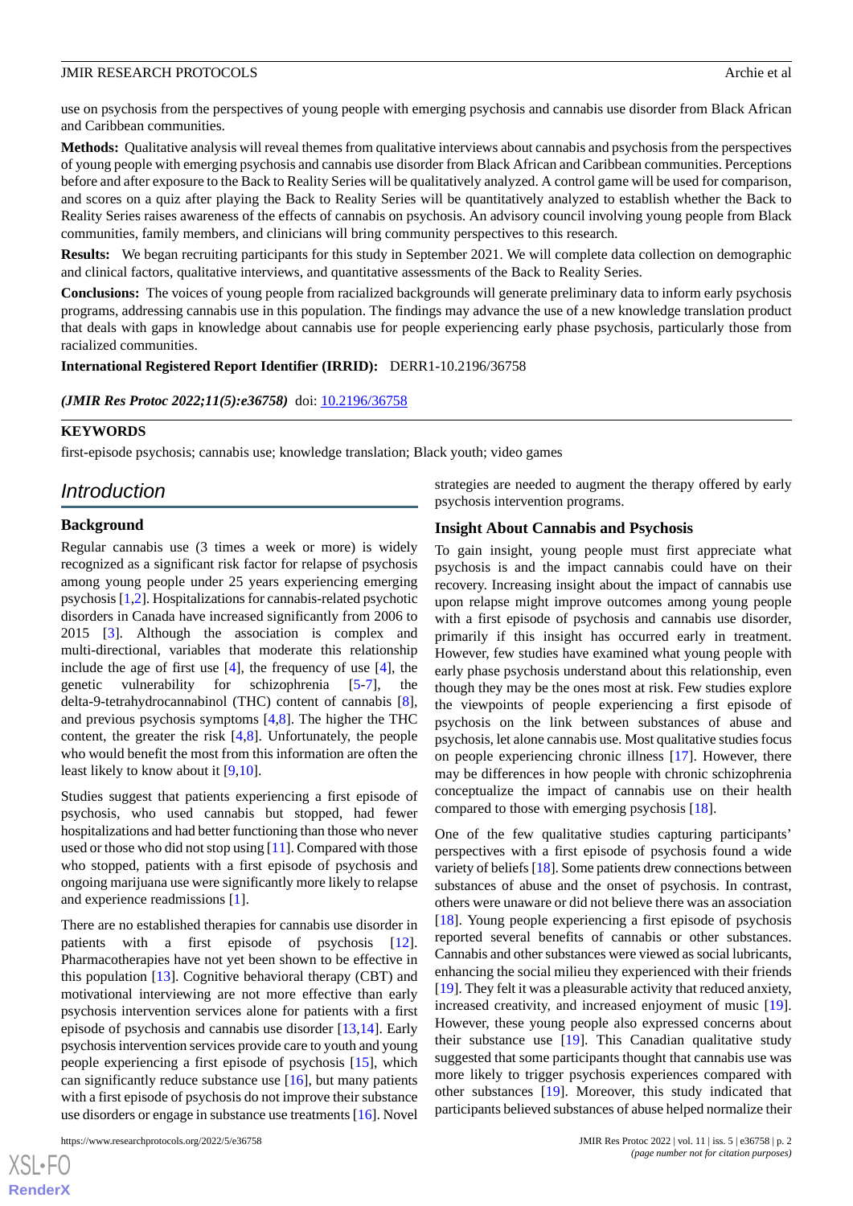use on psychosis from the perspectives of young people with emerging psychosis and cannabis use disorder from Black African and Caribbean communities.

**Methods:** Qualitative analysis will reveal themes from qualitative interviews about cannabis and psychosis from the perspectives of young people with emerging psychosis and cannabis use disorder from Black African and Caribbean communities. Perceptions before and after exposure to the Back to Reality Series will be qualitatively analyzed. A control game will be used for comparison, and scores on a quiz after playing the Back to Reality Series will be quantitatively analyzed to establish whether the Back to Reality Series raises awareness of the effects of cannabis on psychosis. An advisory council involving young people from Black communities, family members, and clinicians will bring community perspectives to this research.

**Results:** We began recruiting participants for this study in September 2021. We will complete data collection on demographic and clinical factors, qualitative interviews, and quantitative assessments of the Back to Reality Series.

**Conclusions:** The voices of young people from racialized backgrounds will generate preliminary data to inform early psychosis programs, addressing cannabis use in this population. The findings may advance the use of a new knowledge translation product that deals with gaps in knowledge about cannabis use for people experiencing early phase psychosis, particularly those from racialized communities.

**International Registered Report Identifier (IRRID):** DERR1-10.2196/36758

***(JMIR Res Protoc 2022;11(5):e36758)*** doi: 10.2196/36758

**KEYWORDS**

first-episode psychosis; cannabis use; knowledge translation; Black youth; video games

## Introduction

### Background

Regular cannabis use (3 times a week or more) is widely recognized as a significant risk factor for relapse of psychosis among young people under 25 years experiencing emerging psychosis [1,2]. Hospitalizations for cannabis-related psychotic disorders in Canada have increased significantly from 2006 to 2015 [3]. Although the association is complex and multi-directional, variables that moderate this relationship include the age of first use [4], the frequency of use [4], the genetic vulnerability for schizophrenia [5-7], the delta-9-tetrahydrocannabinol (THC) content of cannabis [8], and previous psychosis symptoms [4,8]. The higher the THC content, the greater the risk [4,8]. Unfortunately, the people who would benefit the most from this information are often the least likely to know about it [9,10].

Studies suggest that patients experiencing a first episode of psychosis, who used cannabis but stopped, had fewer hospitalizations and had better functioning than those who never used or those who did not stop using [11]. Compared with those who stopped, patients with a first episode of psychosis and ongoing marijuana use were significantly more likely to relapse and experience readmissions [1].

There are no established therapies for cannabis use disorder in patients with a first episode of psychosis [12]. Pharmacotherapies have not yet been shown to be effective in this population [13]. Cognitive behavioral therapy (CBT) and motivational interviewing are not more effective than early psychosis intervention services alone for patients with a first episode of psychosis and cannabis use disorder [13,14]. Early psychosis intervention services provide care to youth and young people experiencing a first episode of psychosis [15], which can significantly reduce substance use [16], but many patients with a first episode of psychosis do not improve their substance use disorders or engage in substance use treatments [16]. Novel strategies are needed to augment the therapy offered by early psychosis intervention programs.

### Insight About Cannabis and Psychosis

To gain insight, young people must first appreciate what psychosis is and the impact cannabis could have on their recovery. Increasing insight about the impact of cannabis use upon relapse might improve outcomes among young people with a first episode of psychosis and cannabis use disorder, primarily if this insight has occurred early in treatment. However, few studies have examined what young people with early phase psychosis understand about this relationship, even though they may be the ones most at risk. Few studies explore the viewpoints of people experiencing a first episode of psychosis on the link between substances of abuse and psychosis, let alone cannabis use. Most qualitative studies focus on people experiencing chronic illness [17]. However, there may be differences in how people with chronic schizophrenia conceptualize the impact of cannabis use on their health compared to those with emerging psychosis [18].

One of the few qualitative studies capturing participants' perspectives with a first episode of psychosis found a wide variety of beliefs [18]. Some patients drew connections between substances of abuse and the onset of psychosis. In contrast, others were unaware or did not believe there was an association [18]. Young people experiencing a first episode of psychosis reported several benefits of cannabis or other substances. Cannabis and other substances were viewed as social lubricants, enhancing the social milieu they experienced with their friends [19]. They felt it was a pleasurable activity that reduced anxiety, increased creativity, and increased enjoyment of music [19]. However, these young people also expressed concerns about their substance use [19]. This Canadian qualitative study suggested that some participants thought that cannabis use was more likely to trigger psychosis experiences compared with other substances [19]. Moreover, this study indicated that participants believed substances of abuse helped normalize their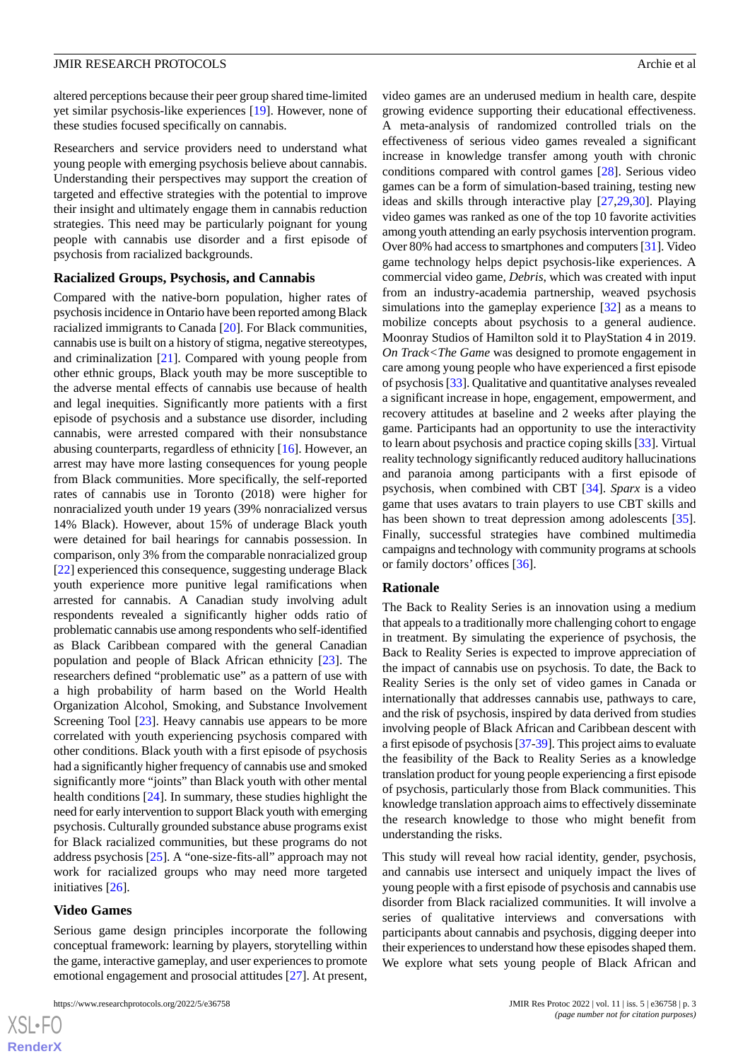altered perceptions because their peer group shared time-limited yet similar psychosis-like experiences [19]. However, none of these studies focused specifically on cannabis.

Researchers and service providers need to understand what young people with emerging psychosis believe about cannabis. Understanding their perspectives may support the creation of targeted and effective strategies with the potential to improve their insight and ultimately engage them in cannabis reduction strategies. This need may be particularly poignant for young people with cannabis use disorder and a first episode of psychosis from racialized backgrounds.

### Racialized Groups, Psychosis, and Cannabis

Compared with the native-born population, higher rates of psychosis incidence in Ontario have been reported among Black racialized immigrants to Canada [20]. For Black communities, cannabis use is built on a history of stigma, negative stereotypes, and criminalization [21]. Compared with young people from other ethnic groups, Black youth may be more susceptible to the adverse mental effects of cannabis use because of health and legal inequities. Significantly more patients with a first episode of psychosis and a substance use disorder, including cannabis, were arrested compared with their nonsubstance abusing counterparts, regardless of ethnicity [16]. However, an arrest may have more lasting consequences for young people from Black communities. More specifically, the self-reported rates of cannabis use in Toronto (2018) were higher for nonracialized youth under 19 years (39% nonracialized versus 14% Black). However, about 15% of underage Black youth were detained for bail hearings for cannabis possession. In comparison, only 3% from the comparable nonracialized group [22] experienced this consequence, suggesting underage Black youth experience more punitive legal ramifications when arrested for cannabis. A Canadian study involving adult respondents revealed a significantly higher odds ratio of problematic cannabis use among respondents who self-identified as Black Caribbean compared with the general Canadian population and people of Black African ethnicity [23]. The researchers defined "problematic use" as a pattern of use with a high probability of harm based on the World Health Organization Alcohol, Smoking, and Substance Involvement Screening Tool [23]. Heavy cannabis use appears to be more correlated with youth experiencing psychosis compared with other conditions. Black youth with a first episode of psychosis had a significantly higher frequency of cannabis use and smoked significantly more "joints" than Black youth with other mental health conditions [24]. In summary, these studies highlight the need for early intervention to support Black youth with emerging psychosis. Culturally grounded substance abuse programs exist for Black racialized communities, but these programs do not address psychosis [25]. A "one-size-fits-all" approach may not work for racialized groups who may need more targeted initiatives [26].

### Video Games

Serious game design principles incorporate the following conceptual framework: learning by players, storytelling within the game, interactive gameplay, and user experiences to promote emotional engagement and prosocial attitudes [27]. At present, video games are an underused medium in health care, despite growing evidence supporting their educational effectiveness. A meta-analysis of randomized controlled trials on the effectiveness of serious video games revealed a significant increase in knowledge transfer among youth with chronic conditions compared with control games [28]. Serious video games can be a form of simulation-based training, testing new ideas and skills through interactive play [27,29,30]. Playing video games was ranked as one of the top 10 favorite activities among youth attending an early psychosis intervention program. Over 80% had access to smartphones and computers [31]. Video game technology helps depict psychosis-like experiences. A commercial video game, *Debris*, which was created with input from an industry-academia partnership, weaved psychosis simulations into the gameplay experience [32] as a means to mobilize concepts about psychosis to a general audience. Moonray Studios of Hamilton sold it to PlayStation 4 in 2019. *On Track<The Game* was designed to promote engagement in care among young people who have experienced a first episode of psychosis [33]. Qualitative and quantitative analyses revealed a significant increase in hope, engagement, empowerment, and recovery attitudes at baseline and 2 weeks after playing the game. Participants had an opportunity to use the interactivity to learn about psychosis and practice coping skills [33]. Virtual reality technology significantly reduced auditory hallucinations and paranoia among participants with a first episode of psychosis, when combined with CBT [34]. *Sparx* is a video game that uses avatars to train players to use CBT skills and has been shown to treat depression among adolescents [35]. Finally, successful strategies have combined multimedia campaigns and technology with community programs at schools or family doctors' offices [36].

### Rationale

The Back to Reality Series is an innovation using a medium that appeals to a traditionally more challenging cohort to engage in treatment. By simulating the experience of psychosis, the Back to Reality Series is expected to improve appreciation of the impact of cannabis use on psychosis. To date, the Back to Reality Series is the only set of video games in Canada or internationally that addresses cannabis use, pathways to care, and the risk of psychosis, inspired by data derived from studies involving people of Black African and Caribbean descent with a first episode of psychosis [37-39]. This project aims to evaluate the feasibility of the Back to Reality Series as a knowledge translation product for young people experiencing a first episode of psychosis, particularly those from Black communities. This knowledge translation approach aims to effectively disseminate the research knowledge to those who might benefit from understanding the risks.

This study will reveal how racial identity, gender, psychosis, and cannabis use intersect and uniquely impact the lives of young people with a first episode of psychosis and cannabis use disorder from Black racialized communities. It will involve a series of qualitative interviews and conversations with participants about cannabis and psychosis, digging deeper into their experiences to understand how these episodes shaped them. We explore what sets young people of Black African and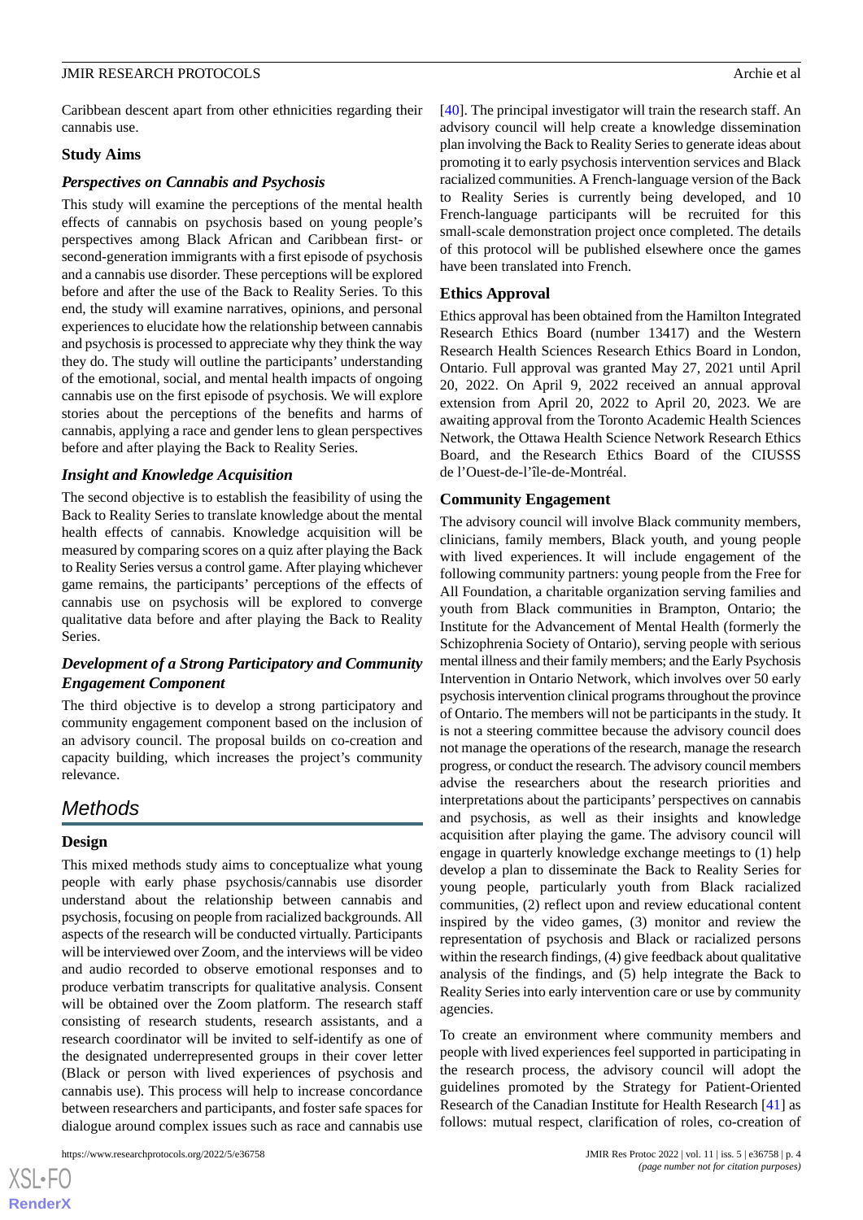Caribbean descent apart from other ethnicities regarding their cannabis use.

### Study Aims

#### *Perspectives on Cannabis and Psychosis*

This study will examine the perceptions of the mental health effects of cannabis on psychosis based on young people's perspectives among Black African and Caribbean first- or second-generation immigrants with a first episode of psychosis and a cannabis use disorder. These perceptions will be explored before and after the use of the Back to Reality Series. To this end, the study will examine narratives, opinions, and personal experiences to elucidate how the relationship between cannabis and psychosis is processed to appreciate why they think the way they do. The study will outline the participants' understanding of the emotional, social, and mental health impacts of ongoing cannabis use on the first episode of psychosis. We will explore stories about the perceptions of the benefits and harms of cannabis, applying a race and gender lens to glean perspectives before and after playing the Back to Reality Series.

#### *Insight and Knowledge Acquisition*

The second objective is to establish the feasibility of using the Back to Reality Series to translate knowledge about the mental health effects of cannabis. Knowledge acquisition will be measured by comparing scores on a quiz after playing the Back to Reality Series versus a control game. After playing whichever game remains, the participants' perceptions of the effects of cannabis use on psychosis will be explored to converge qualitative data before and after playing the Back to Reality Series.

#### *Development of a Strong Participatory and Community Engagement Component*

The third objective is to develop a strong participatory and community engagement component based on the inclusion of an advisory council. The proposal builds on co-creation and capacity building, which increases the project's community relevance.

## Methods

### Design

This mixed methods study aims to conceptualize what young people with early phase psychosis/cannabis use disorder understand about the relationship between cannabis and psychosis, focusing on people from racialized backgrounds. All aspects of the research will be conducted virtually. Participants will be interviewed over Zoom, and the interviews will be video and audio recorded to observe emotional responses and to produce verbatim transcripts for qualitative analysis. Consent will be obtained over the Zoom platform. The research staff consisting of research students, research assistants, and a research coordinator will be invited to self-identify as one of the designated underrepresented groups in their cover letter (Black or person with lived experiences of psychosis and cannabis use). This process will help to increase concordance between researchers and participants, and foster safe spaces for dialogue around complex issues such as race and cannabis use [40]. The principal investigator will train the research staff. An advisory council will help create a knowledge dissemination plan involving the Back to Reality Series to generate ideas about promoting it to early psychosis intervention services and Black racialized communities. A French-language version of the Back to Reality Series is currently being developed, and 10 French-language participants will be recruited for this small-scale demonstration project once completed. The details of this protocol will be published elsewhere once the games have been translated into French.

### Ethics Approval

Ethics approval has been obtained from the Hamilton Integrated Research Ethics Board (number 13417) and the Western Research Health Sciences Research Ethics Board in London, Ontario. Full approval was granted May 27, 2021 until April 20, 2022. On April 9, 2022 received an annual approval extension from April 20, 2022 to April 20, 2023. We are awaiting approval from the Toronto Academic Health Sciences Network, the Ottawa Health Science Network Research Ethics Board, and the Research Ethics Board of the CIUSSS de l'Ouest-de-l'île-de-Montréal.

### Community Engagement

The advisory council will involve Black community members, clinicians, family members, Black youth, and young people with lived experiences. It will include engagement of the following community partners: young people from the Free for All Foundation, a charitable organization serving families and youth from Black communities in Brampton, Ontario; the Institute for the Advancement of Mental Health (formerly the Schizophrenia Society of Ontario), serving people with serious mental illness and their family members; and the Early Psychosis Intervention in Ontario Network, which involves over 50 early psychosis intervention clinical programs throughout the province of Ontario. The members will not be participants in the study. It is not a steering committee because the advisory council does not manage the operations of the research, manage the research progress, or conduct the research. The advisory council members advise the researchers about the research priorities and interpretations about the participants' perspectives on cannabis and psychosis, as well as their insights and knowledge acquisition after playing the game. The advisory council will engage in quarterly knowledge exchange meetings to (1) help develop a plan to disseminate the Back to Reality Series for young people, particularly youth from Black racialized communities, (2) reflect upon and review educational content inspired by the video games, (3) monitor and review the representation of psychosis and Black or racialized persons within the research findings, (4) give feedback about qualitative analysis of the findings, and (5) help integrate the Back to Reality Series into early intervention care or use by community agencies.

To create an environment where community members and people with lived experiences feel supported in participating in the research process, the advisory council will adopt the guidelines promoted by the Strategy for Patient-Oriented Research of the Canadian Institute for Health Research [41] as follows: mutual respect, clarification of roles, co-creation of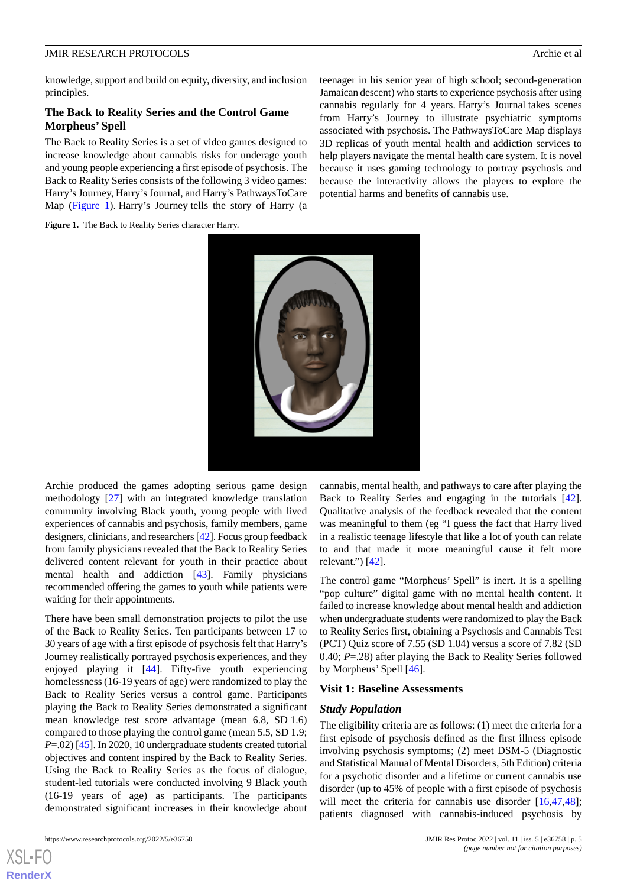knowledge, support and build on equity, diversity, and inclusion principles.

### The Back to Reality Series and the Control Game Morpheus' Spell

The Back to Reality Series is a set of video games designed to increase knowledge about cannabis risks for underage youth and young people experiencing a first episode of psychosis. The Back to Reality Series consists of the following 3 video games: Harry's Journey, Harry's Journal, and Harry's PathwaysToCare Map (Figure 1). Harry's Journey tells the story of Harry (a teenager in his senior year of high school; second-generation Jamaican descent) who starts to experience psychosis after using cannabis regularly for 4 years. Harry's Journal takes scenes from Harry's Journey to illustrate psychiatric symptoms associated with psychosis. The PathwaysToCare Map displays 3D replicas of youth mental health and addiction services to help players navigate the mental health care system. It is novel because it uses gaming technology to portray psychosis and because the interactivity allows the players to explore the potential harms and benefits of cannabis use.

**Figure 1.** The Back to Reality Series character Harry.

Archie produced the games adopting serious game design methodology [27] with an integrated knowledge translation community involving Black youth, young people with lived experiences of cannabis and psychosis, family members, game designers, clinicians, and researchers [42]. Focus group feedback from family physicians revealed that the Back to Reality Series delivered content relevant for youth in their practice about mental health and addiction [43]. Family physicians recommended offering the games to youth while patients were waiting for their appointments.

There have been small demonstration projects to pilot the use of the Back to Reality Series. Ten participants between 17 to 30 years of age with a first episode of psychosis felt that Harry's Journey realistically portrayed psychosis experiences, and they enjoyed playing it [44]. Fifty-five youth experiencing homelessness (16-19 years of age) were randomized to play the Back to Reality Series versus a control game. Participants playing the Back to Reality Series demonstrated a significant mean knowledge test score advantage (mean 6.8, SD 1.6) compared to those playing the control game (mean 5.5, SD 1.9; *P*=.02) [45]. In 2020, 10 undergraduate students created tutorial objectives and content inspired by the Back to Reality Series. Using the Back to Reality Series as the focus of dialogue, student-led tutorials were conducted involving 9 Black youth (16-19 years of age) as participants. The participants demonstrated significant increases in their knowledge about cannabis, mental health, and pathways to care after playing the Back to Reality Series and engaging in the tutorials [42]. Qualitative analysis of the feedback revealed that the content was meaningful to them (eg "I guess the fact that Harry lived in a realistic teenage lifestyle that like a lot of youth can relate to and that made it more meaningful cause it felt more relevant.") [42].

The control game "Morpheus' Spell" is inert. It is a spelling "pop culture" digital game with no mental health content. It failed to increase knowledge about mental health and addiction when undergraduate students were randomized to play the Back to Reality Series first, obtaining a Psychosis and Cannabis Test (PCT) Quiz score of 7.55 (SD 1.04) versus a score of 7.82 (SD 0.40; *P*=.28) after playing the Back to Reality Series followed by Morpheus' Spell [46].

### Visit 1: Baseline Assessments

#### *Study Population*

The eligibility criteria are as follows: (1) meet the criteria for a first episode of psychosis defined as the first illness episode involving psychosis symptoms; (2) meet DSM-5 (Diagnostic and Statistical Manual of Mental Disorders, 5th Edition) criteria for a psychotic disorder and a lifetime or current cannabis use disorder (up to 45% of people with a first episode of psychosis will meet the criteria for cannabis use disorder [16,47,48]; patients diagnosed with cannabis-induced psychosis by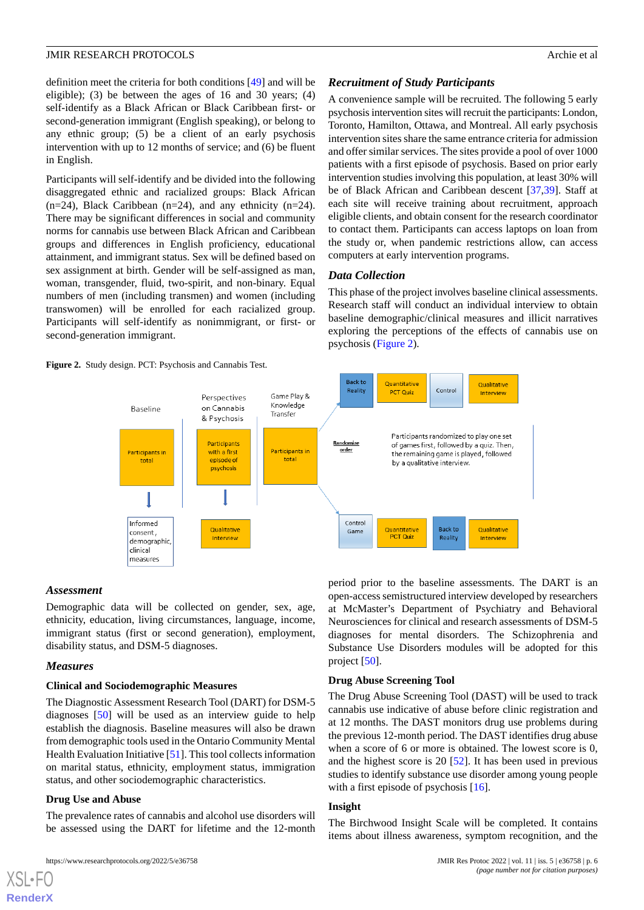definition meet the criteria for both conditions [49] and will be eligible); (3) be between the ages of 16 and 30 years; (4) self-identify as a Black African or Black Caribbean first- or second-generation immigrant (English speaking), or belong to any ethnic group; (5) be a client of an early psychosis intervention with up to 12 months of service; and (6) be fluent in English.

Participants will self-identify and be divided into the following disaggregated ethnic and racialized groups: Black African (n=24), Black Caribbean (n=24), and any ethnicity (n=24). There may be significant differences in social and community norms for cannabis use between Black African and Caribbean groups and differences in English proficiency, educational attainment, and immigrant status. Sex will be defined based on sex assignment at birth. Gender will be self-assigned as man, woman, transgender, fluid, two-spirit, and non-binary. Equal numbers of men (including transmen) and women (including transwomen) will be enrolled for each racialized group. Participants will self-identify as nonimmigrant, or first- or second-generation immigrant.

### *Recruitment of Study Participants*

A convenience sample will be recruited. The following 5 early psychosis intervention sites will recruit the participants: London, Toronto, Hamilton, Ottawa, and Montreal. All early psychosis intervention sites share the same entrance criteria for admission and offer similar services. The sites provide a pool of over 1000 patients with a first episode of psychosis. Based on prior early intervention studies involving this population, at least 30% will be of Black African and Caribbean descent [37,39]. Staff at each site will receive training about recruitment, approach eligible clients, and obtain consent for the research coordinator to contact them. Participants can access laptops on loan from the study or, when pandemic restrictions allow, can access computers at early intervention programs.

### *Data Collection*

This phase of the project involves baseline clinical assessments. Research staff will conduct an individual interview to obtain baseline demographic/clinical measures and illicit narratives exploring the perceptions of the effects of cannabis use on psychosis (Figure 2).

**Figure 2.** Study design. PCT: Psychosis and Cannabis Test.

### *Assessment*

Demographic data will be collected on gender, sex, age, ethnicity, education, living circumstances, language, income, immigrant status (first or second generation), employment, disability status, and DSM-5 diagnoses.

### *Measures*

#### Clinical and Sociodemographic Measures

The Diagnostic Assessment Research Tool (DART) for DSM-5 diagnoses [50] will be used as an interview guide to help establish the diagnosis. Baseline measures will also be drawn from demographic tools used in the Ontario Community Mental Health Evaluation Initiative [51]. This tool collects information on marital status, ethnicity, employment status, immigration status, and other sociodemographic characteristics.

#### Drug Use and Abuse

The prevalence rates of cannabis and alcohol use disorders will be assessed using the DART for lifetime and the 12-month period prior to the baseline assessments. The DART is an open-access semistructured interview developed by researchers at McMaster's Department of Psychiatry and Behavioral Neurosciences for clinical and research assessments of DSM-5 diagnoses for mental disorders. The Schizophrenia and Substance Use Disorders modules will be adopted for this project [50].

#### Drug Abuse Screening Tool

The Drug Abuse Screening Tool (DAST) will be used to track cannabis use indicative of abuse before clinic registration and at 12 months. The DAST monitors drug use problems during the previous 12-month period. The DAST identifies drug abuse when a score of 6 or more is obtained. The lowest score is 0, and the highest score is 20 [52]. It has been used in previous studies to identify substance use disorder among young people with a first episode of psychosis [16].

#### Insight

The Birchwood Insight Scale will be completed. It contains items about illness awareness, symptom recognition, and the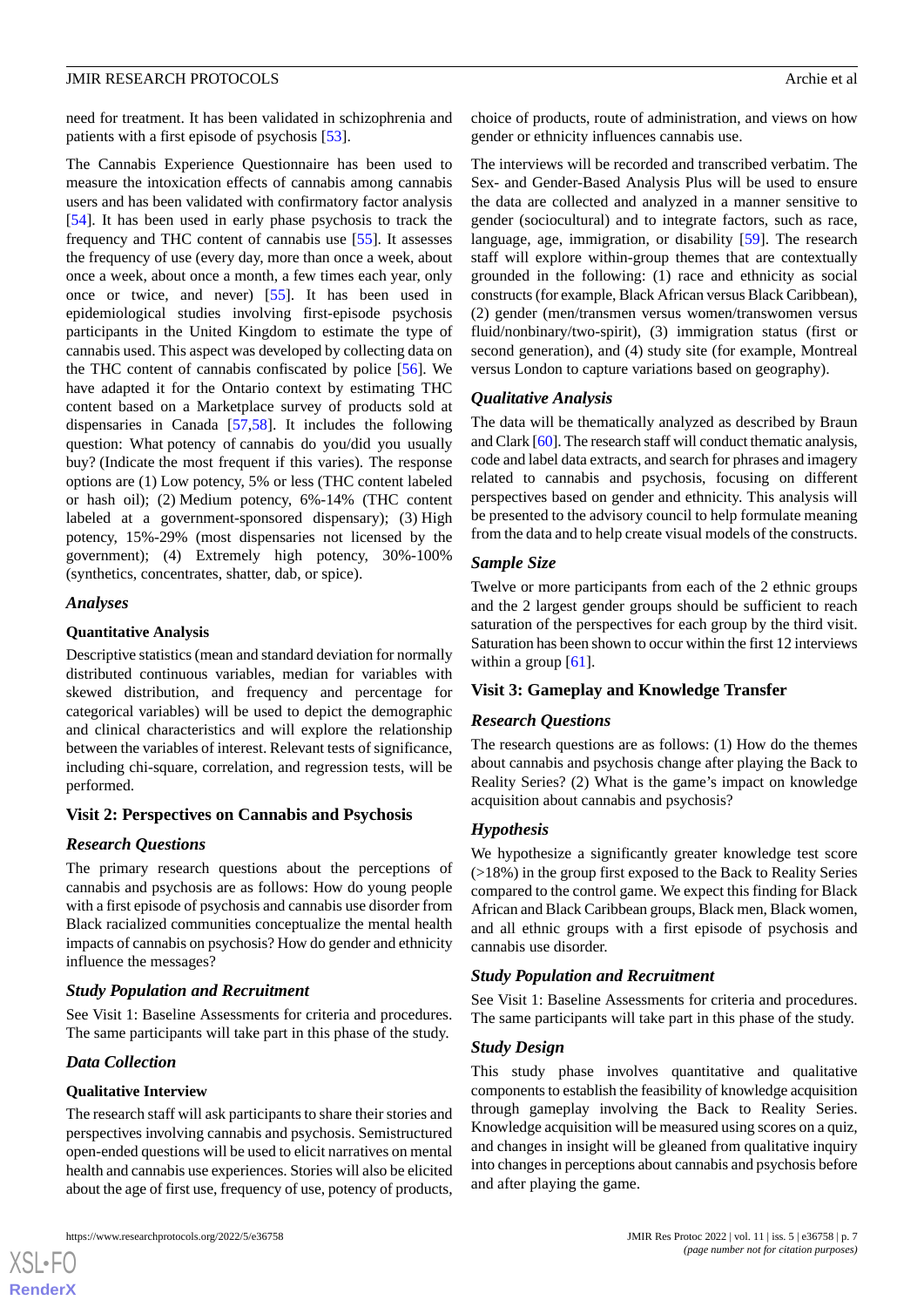need for treatment. It has been validated in schizophrenia and patients with a first episode of psychosis [53].

The Cannabis Experience Questionnaire has been used to measure the intoxication effects of cannabis among cannabis users and has been validated with confirmatory factor analysis [54]. It has been used in early phase psychosis to track the frequency and THC content of cannabis use [55]. It assesses the frequency of use (every day, more than once a week, about once a week, about once a month, a few times each year, only once or twice, and never) [55]. It has been used in epidemiological studies involving first-episode psychosis participants in the United Kingdom to estimate the type of cannabis used. This aspect was developed by collecting data on the THC content of cannabis confiscated by police [56]. We have adapted it for the Ontario context by estimating THC content based on a Marketplace survey of products sold at dispensaries in Canada [57,58]. It includes the following question: What potency of cannabis do you/did you usually buy? (Indicate the most frequent if this varies). The response options are (1) Low potency, 5% or less (THC content labeled or hash oil); (2) Medium potency, 6%-14% (THC content labeled at a government-sponsored dispensary); (3) High potency, 15%-29% (most dispensaries not licensed by the government); (4) Extremely high potency, 30%-100% (synthetics, concentrates, shatter, dab, or spice).

### *Analyses*

#### Quantitative Analysis

Descriptive statistics (mean and standard deviation for normally distributed continuous variables, median for variables with skewed distribution, and frequency and percentage for categorical variables) will be used to depict the demographic and clinical characteristics and will explore the relationship between the variables of interest. Relevant tests of significance, including chi-square, correlation, and regression tests, will be performed.

## Visit 2: Perspectives on Cannabis and Psychosis

### *Research Questions*

The primary research questions about the perceptions of cannabis and psychosis are as follows: How do young people with a first episode of psychosis and cannabis use disorder from Black racialized communities conceptualize the mental health impacts of cannabis on psychosis? How do gender and ethnicity influence the messages?

### *Study Population and Recruitment*

See Visit 1: Baseline Assessments for criteria and procedures. The same participants will take part in this phase of the study.

### *Data Collection*

#### Qualitative Interview

The research staff will ask participants to share their stories and perspectives involving cannabis and psychosis. Semistructured open-ended questions will be used to elicit narratives on mental health and cannabis use experiences. Stories will also be elicited about the age of first use, frequency of use, potency of products, choice of products, route of administration, and views on how gender or ethnicity influences cannabis use.

The interviews will be recorded and transcribed verbatim. The Sex- and Gender-Based Analysis Plus will be used to ensure the data are collected and analyzed in a manner sensitive to gender (sociocultural) and to integrate factors, such as race, language, age, immigration, or disability [59]. The research staff will explore within-group themes that are contextually grounded in the following: (1) race and ethnicity as social constructs (for example, Black African versus Black Caribbean), (2) gender (men/transmen versus women/transwomen versus fluid/nonbinary/two-spirit), (3) immigration status (first or second generation), and (4) study site (for example, Montreal versus London to capture variations based on geography).

### *Qualitative Analysis*

The data will be thematically analyzed as described by Braun and Clark [60]. The research staff will conduct thematic analysis, code and label data extracts, and search for phrases and imagery related to cannabis and psychosis, focusing on different perspectives based on gender and ethnicity. This analysis will be presented to the advisory council to help formulate meaning from the data and to help create visual models of the constructs.

### *Sample Size*

Twelve or more participants from each of the 2 ethnic groups and the 2 largest gender groups should be sufficient to reach saturation of the perspectives for each group by the third visit. Saturation has been shown to occur within the first 12 interviews within a group [61].

## Visit 3: Gameplay and Knowledge Transfer

### *Research Questions*

The research questions are as follows: (1) How do the themes about cannabis and psychosis change after playing the Back to Reality Series? (2) What is the game's impact on knowledge acquisition about cannabis and psychosis?

### *Hypothesis*

We hypothesize a significantly greater knowledge test score (>18%) in the group first exposed to the Back to Reality Series compared to the control game. We expect this finding for Black African and Black Caribbean groups, Black men, Black women, and all ethnic groups with a first episode of psychosis and cannabis use disorder.

### *Study Population and Recruitment*

See Visit 1: Baseline Assessments for criteria and procedures. The same participants will take part in this phase of the study.

### *Study Design*

This study phase involves quantitative and qualitative components to establish the feasibility of knowledge acquisition through gameplay involving the Back to Reality Series. Knowledge acquisition will be measured using scores on a quiz, and changes in insight will be gleaned from qualitative inquiry into changes in perceptions about cannabis and psychosis before and after playing the game.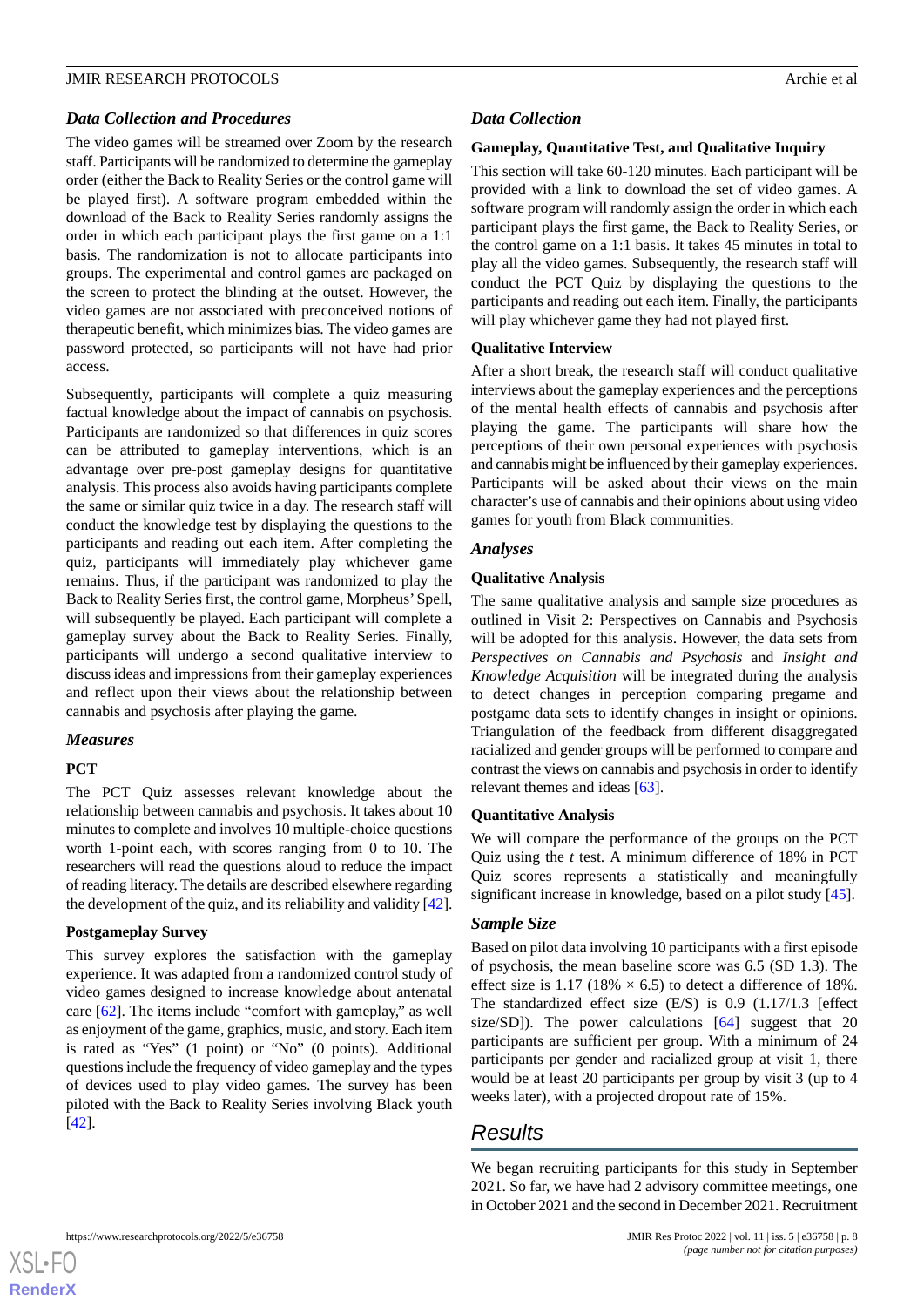### *Data Collection and Procedures*

The video games will be streamed over Zoom by the research staff. Participants will be randomized to determine the gameplay order (either the Back to Reality Series or the control game will be played first). A software program embedded within the download of the Back to Reality Series randomly assigns the order in which each participant plays the first game on a 1:1 basis. The randomization is not to allocate participants into groups. The experimental and control games are packaged on the screen to protect the blinding at the outset. However, the video games are not associated with preconceived notions of therapeutic benefit, which minimizes bias. The video games are password protected, so participants will not have had prior access.

Subsequently, participants will complete a quiz measuring factual knowledge about the impact of cannabis on psychosis. Participants are randomized so that differences in quiz scores can be attributed to gameplay interventions, which is an advantage over pre-post gameplay designs for quantitative analysis. This process also avoids having participants complete the same or similar quiz twice in a day. The research staff will conduct the knowledge test by displaying the questions to the participants and reading out each item. After completing the quiz, participants will immediately play whichever game remains. Thus, if the participant was randomized to play the Back to Reality Series first, the control game, Morpheus' Spell, will subsequently be played. Each participant will complete a gameplay survey about the Back to Reality Series. Finally, participants will undergo a second qualitative interview to discuss ideas and impressions from their gameplay experiences and reflect upon their views about the relationship between cannabis and psychosis after playing the game.

### *Measures*

#### PCT

The PCT Quiz assesses relevant knowledge about the relationship between cannabis and psychosis. It takes about 10 minutes to complete and involves 10 multiple-choice questions worth 1-point each, with scores ranging from 0 to 10. The researchers will read the questions aloud to reduce the impact of reading literacy. The details are described elsewhere regarding the development of the quiz, and its reliability and validity [42].

#### Postgameplay Survey

This survey explores the satisfaction with the gameplay experience. It was adapted from a randomized control study of video games designed to increase knowledge about antenatal care [62]. The items include "comfort with gameplay," as well as enjoyment of the game, graphics, music, and story. Each item is rated as "Yes" (1 point) or "No" (0 points). Additional questions include the frequency of video gameplay and the types of devices used to play video games. The survey has been piloted with the Back to Reality Series involving Black youth [42].

### *Data Collection*

#### Gameplay, Quantitative Test, and Qualitative Inquiry

This section will take 60-120 minutes. Each participant will be provided with a link to download the set of video games. A software program will randomly assign the order in which each participant plays the first game, the Back to Reality Series, or the control game on a 1:1 basis. It takes 45 minutes in total to play all the video games. Subsequently, the research staff will conduct the PCT Quiz by displaying the questions to the participants and reading out each item. Finally, the participants will play whichever game they had not played first.

#### Qualitative Interview

After a short break, the research staff will conduct qualitative interviews about the gameplay experiences and the perceptions of the mental health effects of cannabis and psychosis after playing the game. The participants will share how the perceptions of their own personal experiences with psychosis and cannabis might be influenced by their gameplay experiences. Participants will be asked about their views on the main character's use of cannabis and their opinions about using video games for youth from Black communities.

### *Analyses*

#### Qualitative Analysis

The same qualitative analysis and sample size procedures as outlined in Visit 2: Perspectives on Cannabis and Psychosis will be adopted for this analysis. However, the data sets from *Perspectives on Cannabis and Psychosis* and *Insight and Knowledge Acquisition* will be integrated during the analysis to detect changes in perception comparing pregame and postgame data sets to identify changes in insight or opinions. Triangulation of the feedback from different disaggregated racialized and gender groups will be performed to compare and contrast the views on cannabis and psychosis in order to identify relevant themes and ideas [63].

#### Quantitative Analysis

We will compare the performance of the groups on the PCT Quiz using the *t* test. A minimum difference of 18% in PCT Quiz scores represents a statistically and meaningfully significant increase in knowledge, based on a pilot study [45].

### *Sample Size*

Based on pilot data involving 10 participants with a first episode of psychosis, the mean baseline score was 6.5 (SD 1.3). The effect size is 1.17 (18% × 6.5) to detect a difference of 18%. The standardized effect size (E/S) is 0.9 (1.17/1.3 [effect size/SD]). The power calculations [64] suggest that 20 participants are sufficient per group. With a minimum of 24 participants per gender and racialized group at visit 1, there would be at least 20 participants per group by visit 3 (up to 4 weeks later), with a projected dropout rate of 15%.

## Results

We began recruiting participants for this study in September 2021. So far, we have had 2 advisory committee meetings, one in October 2021 and the second in December 2021. Recruitment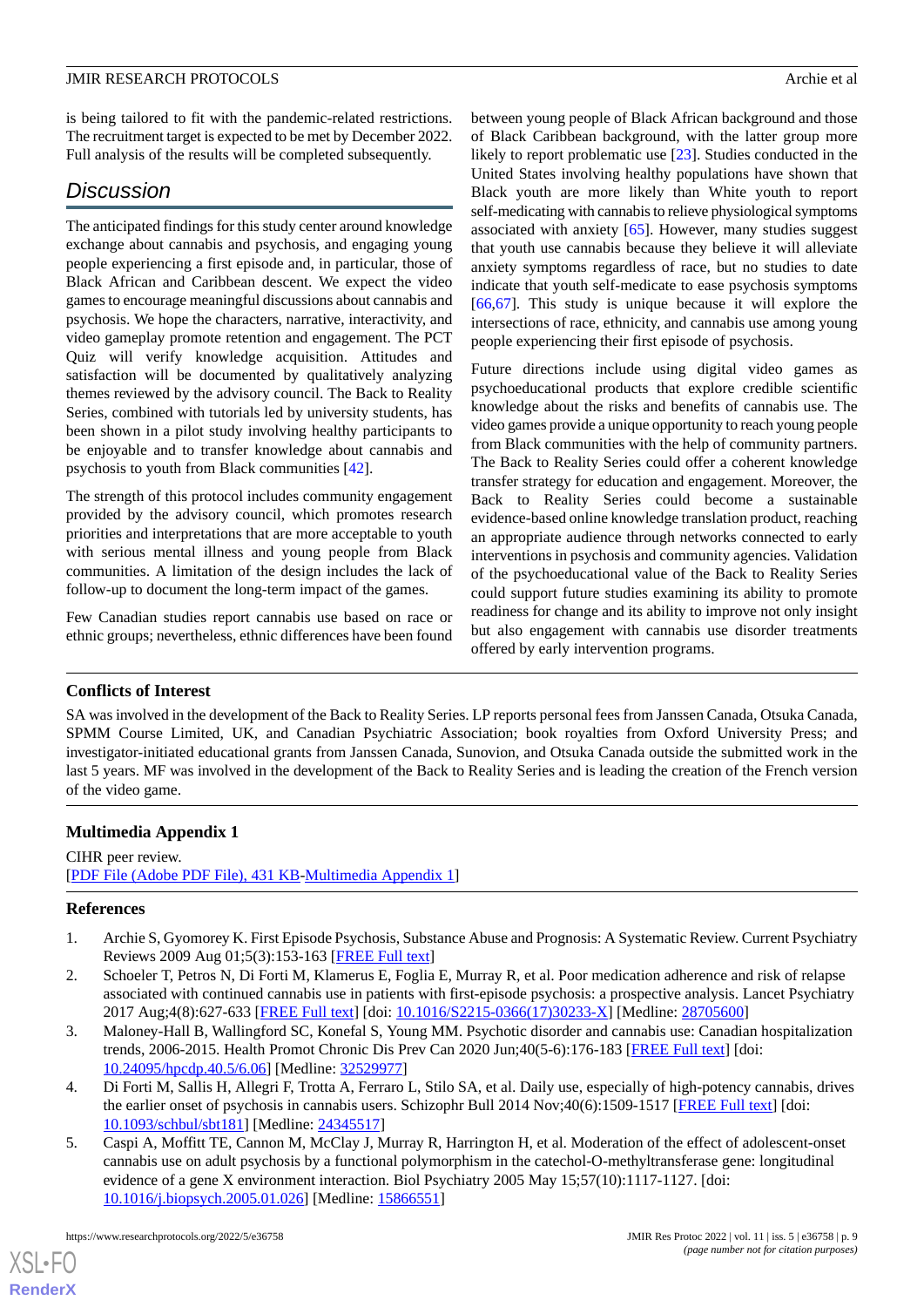is being tailored to fit with the pandemic-related restrictions. The recruitment target is expected to be met by December 2022. Full analysis of the results will be completed subsequently.

## Discussion

The anticipated findings for this study center around knowledge exchange about cannabis and psychosis, and engaging young people experiencing a first episode and, in particular, those of Black African and Caribbean descent. We expect the video games to encourage meaningful discussions about cannabis and psychosis. We hope the characters, narrative, interactivity, and video gameplay promote retention and engagement. The PCT Quiz will verify knowledge acquisition. Attitudes and satisfaction will be documented by qualitatively analyzing themes reviewed by the advisory council. The Back to Reality Series, combined with tutorials led by university students, has been shown in a pilot study involving healthy participants to be enjoyable and to transfer knowledge about cannabis and psychosis to youth from Black communities [42].

The strength of this protocol includes community engagement provided by the advisory council, which promotes research priorities and interpretations that are more acceptable to youth with serious mental illness and young people from Black communities. A limitation of the design includes the lack of follow-up to document the long-term impact of the games.

Few Canadian studies report cannabis use based on race or ethnic groups; nevertheless, ethnic differences have been found between young people of Black African background and those of Black Caribbean background, with the latter group more likely to report problematic use [23]. Studies conducted in the United States involving healthy populations have shown that Black youth are more likely than White youth to report self-medicating with cannabis to relieve physiological symptoms associated with anxiety [65]. However, many studies suggest that youth use cannabis because they believe it will alleviate anxiety symptoms regardless of race, but no studies to date indicate that youth self-medicate to ease psychosis symptoms [66,67]. This study is unique because it will explore the intersections of race, ethnicity, and cannabis use among young people experiencing their first episode of psychosis.

Future directions include using digital video games as psychoeducational products that explore credible scientific knowledge about the risks and benefits of cannabis use. The video games provide a unique opportunity to reach young people from Black communities with the help of community partners. The Back to Reality Series could offer a coherent knowledge transfer strategy for education and engagement. Moreover, the Back to Reality Series could become a sustainable evidence-based online knowledge translation product, reaching an appropriate audience through networks connected to early interventions in psychosis and community agencies. Validation of the psychoeducational value of the Back to Reality Series could support future studies examining its ability to promote readiness for change and its ability to improve not only insight but also engagement with cannabis use disorder treatments offered by early intervention programs.

### Conflicts of Interest

SA was involved in the development of the Back to Reality Series. LP reports personal fees from Janssen Canada, Otsuka Canada, SPMM Course Limited, UK, and Canadian Psychiatric Association; book royalties from Oxford University Press; and investigator-initiated educational grants from Janssen Canada, Sunovion, and Otsuka Canada outside the submitted work in the last 5 years. MF was involved in the development of the Back to Reality Series and is leading the creation of the French version of the video game.

### Multimedia Appendix 1

CIHR peer review.
[PDF File (Adobe PDF File), 431 KB-Multimedia Appendix 1]

### References

1. Archie S, Gyomorey K. First Episode Psychosis, Substance Abuse and Prognosis: A Systematic Review. Current Psychiatry Reviews 2009 Aug 01;5(3):153-163 [FREE Full text]
2. Schoeler T, Petros N, Di Forti M, Klamerus E, Foglia E, Murray R, et al. Poor medication adherence and risk of relapse associated with continued cannabis use in patients with first-episode psychosis: a prospective analysis. Lancet Psychiatry 2017 Aug;4(8):627-633 [FREE Full text] [doi: 10.1016/S2215-0366(17)30233-X] [Medline: 28705600]
3. Maloney-Hall B, Wallingford SC, Konefal S, Young MM. Psychotic disorder and cannabis use: Canadian hospitalization trends, 2006-2015. Health Promot Chronic Dis Prev Can 2020 Jun;40(5-6):176-183 [FREE Full text] [doi: 10.24095/hpcdp.40.5/6.06] [Medline: 32529977]
4. Di Forti M, Sallis H, Allegri F, Trotta A, Ferraro L, Stilo SA, et al. Daily use, especially of high-potency cannabis, drives the earlier onset of psychosis in cannabis users. Schizophr Bull 2014 Nov;40(6):1509-1517 [FREE Full text] [doi: 10.1093/schbul/sbt181] [Medline: 24345517]
5. Caspi A, Moffitt TE, Cannon M, McClay J, Murray R, Harrington H, et al. Moderation of the effect of adolescent-onset cannabis use on adult psychosis by a functional polymorphism in the catechol-O-methyltransferase gene: longitudinal evidence of a gene X environment interaction. Biol Psychiatry 2005 May 15;57(10):1117-1127. [doi: 10.1016/j.biopsych.2005.01.026] [Medline: 15866551]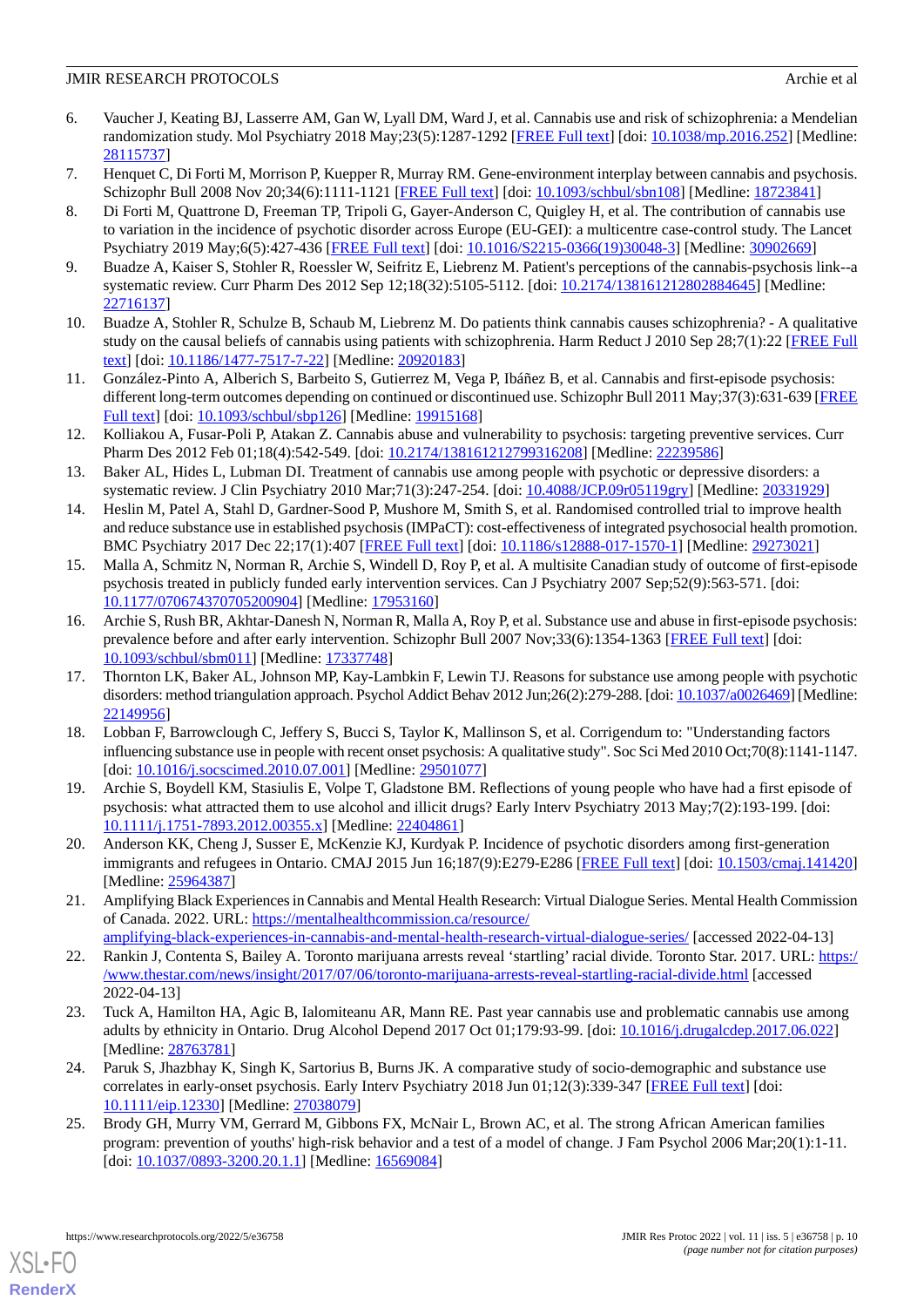6. Vaucher J, Keating BJ, Lasserre AM, Gan W, Lyall DM, Ward J, et al. Cannabis use and risk of schizophrenia: a Mendelian randomization study. Mol Psychiatry 2018 May;23(5):1287-1292 [FREE Full text] [doi: 10.1038/mp.2016.252] [Medline: 28115737]
7. Henquet C, Di Forti M, Morrison P, Kuepper R, Murray RM. Gene-environment interplay between cannabis and psychosis. Schizophr Bull 2008 Nov 20;34(6):1111-1121 [FREE Full text] [doi: 10.1093/schbul/sbn108] [Medline: 18723841]
8. Di Forti M, Quattrone D, Freeman TP, Tripoli G, Gayer-Anderson C, Quigley H, et al. The contribution of cannabis use to variation in the incidence of psychotic disorder across Europe (EU-GEI): a multicentre case-control study. The Lancet Psychiatry 2019 May;6(5):427-436 [FREE Full text] [doi: 10.1016/S2215-0366(19)30048-3] [Medline: 30902669]
9. Buadze A, Kaiser S, Stohler R, Roessler W, Seifritz E, Liebrenz M. Patient's perceptions of the cannabis-psychosis link--a systematic review. Curr Pharm Des 2012 Sep 12;18(32):5105-5112. [doi: 10.2174/138161212802884645] [Medline: 22716137]
10. Buadze A, Stohler R, Schulze B, Schaub M, Liebrenz M. Do patients think cannabis causes schizophrenia? - A qualitative study on the causal beliefs of cannabis using patients with schizophrenia. Harm Reduct J 2010 Sep 28;7(1):22 [FREE Full text] [doi: 10.1186/1477-7517-7-22] [Medline: 20920183]
11. González-Pinto A, Alberich S, Barbeito S, Gutierrez M, Vega P, Ibáñez B, et al. Cannabis and first-episode psychosis: different long-term outcomes depending on continued or discontinued use. Schizophr Bull 2011 May;37(3):631-639 [FREE Full text] [doi: 10.1093/schbul/sbp126] [Medline: 19915168]
12. Kolliakou A, Fusar-Poli P, Atakan Z. Cannabis abuse and vulnerability to psychosis: targeting preventive services. Curr Pharm Des 2012 Feb 01;18(4):542-549. [doi: 10.2174/138161212799316208] [Medline: 22239586]
13. Baker AL, Hides L, Lubman DI. Treatment of cannabis use among people with psychotic or depressive disorders: a systematic review. J Clin Psychiatry 2010 Mar;71(3):247-254. [doi: 10.4088/JCP.09r05119gry] [Medline: 20331929]
14. Heslin M, Patel A, Stahl D, Gardner-Sood P, Mushore M, Smith S, et al. Randomised controlled trial to improve health and reduce substance use in established psychosis (IMPaCT): cost-effectiveness of integrated psychosocial health promotion. BMC Psychiatry 2017 Dec 22;17(1):407 [FREE Full text] [doi: 10.1186/s12888-017-1570-1] [Medline: 29273021]
15. Malla A, Schmitz N, Norman R, Archie S, Windell D, Roy P, et al. A multisite Canadian study of outcome of first-episode psychosis treated in publicly funded early intervention services. Can J Psychiatry 2007 Sep;52(9):563-571. [doi: 10.1177/070674370705200904] [Medline: 17953160]
16. Archie S, Rush BR, Akhtar-Danesh N, Norman R, Malla A, Roy P, et al. Substance use and abuse in first-episode psychosis: prevalence before and after early intervention. Schizophr Bull 2007 Nov;33(6):1354-1363 [FREE Full text] [doi: 10.1093/schbul/sbm011] [Medline: 17337748]
17. Thornton LK, Baker AL, Johnson MP, Kay-Lambkin F, Lewin TJ. Reasons for substance use among people with psychotic disorders: method triangulation approach. Psychol Addict Behav 2012 Jun;26(2):279-288. [doi: 10.1037/a0026469] [Medline: 22149956]
18. Lobban F, Barrowclough C, Jeffery S, Bucci S, Taylor K, Mallinson S, et al. Corrigendum to: "Understanding factors influencing substance use in people with recent onset psychosis: A qualitative study". Soc Sci Med 2010 Oct;70(8):1141-1147. [doi: 10.1016/j.socscimed.2010.07.001] [Medline: 29501077]
19. Archie S, Boydell KM, Stasiulis E, Volpe T, Gladstone BM. Reflections of young people who have had a first episode of psychosis: what attracted them to use alcohol and illicit drugs? Early Interv Psychiatry 2013 May;7(2):193-199. [doi: 10.1111/j.1751-7893.2012.00355.x] [Medline: 22404861]
20. Anderson KK, Cheng J, Susser E, McKenzie KJ, Kurdyak P. Incidence of psychotic disorders among first-generation immigrants and refugees in Ontario. CMAJ 2015 Jun 16;187(9):E279-E286 [FREE Full text] [doi: 10.1503/cmaj.141420] [Medline: 25964387]
21. Amplifying Black Experiences in Cannabis and Mental Health Research: Virtual Dialogue Series. Mental Health Commission of Canada. 2022. URL: https://mentalhealthcommission.ca/resource/amplifying-black-experiences-in-cannabis-and-mental-health-research-virtual-dialogue-series/ [accessed 2022-04-13]
22. Rankin J, Contenta S, Bailey A. Toronto marijuana arrests reveal 'startling' racial divide. Toronto Star. 2017. URL: https://www.thestar.com/news/insight/2017/07/06/toronto-marijuana-arrests-reveal-startling-racial-divide.html [accessed 2022-04-13]
23. Tuck A, Hamilton HA, Agic B, Ialomiteanu AR, Mann RE. Past year cannabis use and problematic cannabis use among adults by ethnicity in Ontario. Drug Alcohol Depend 2017 Oct 01;179:93-99. [doi: 10.1016/j.drugalcdep.2017.06.022] [Medline: 28763781]
24. Paruk S, Jhazbhay K, Singh K, Sartorius B, Burns JK. A comparative study of socio-demographic and substance use correlates in early-onset psychosis. Early Interv Psychiatry 2018 Jun 01;12(3):339-347 [FREE Full text] [doi: 10.1111/eip.12330] [Medline: 27038079]
25. Brody GH, Murry VM, Gerrard M, Gibbons FX, McNair L, Brown AC, et al. The strong African American families program: prevention of youths' high-risk behavior and a test of a model of change. J Fam Psychol 2006 Mar;20(1):1-11. [doi: 10.1037/0893-3200.20.1.1] [Medline: 16569084]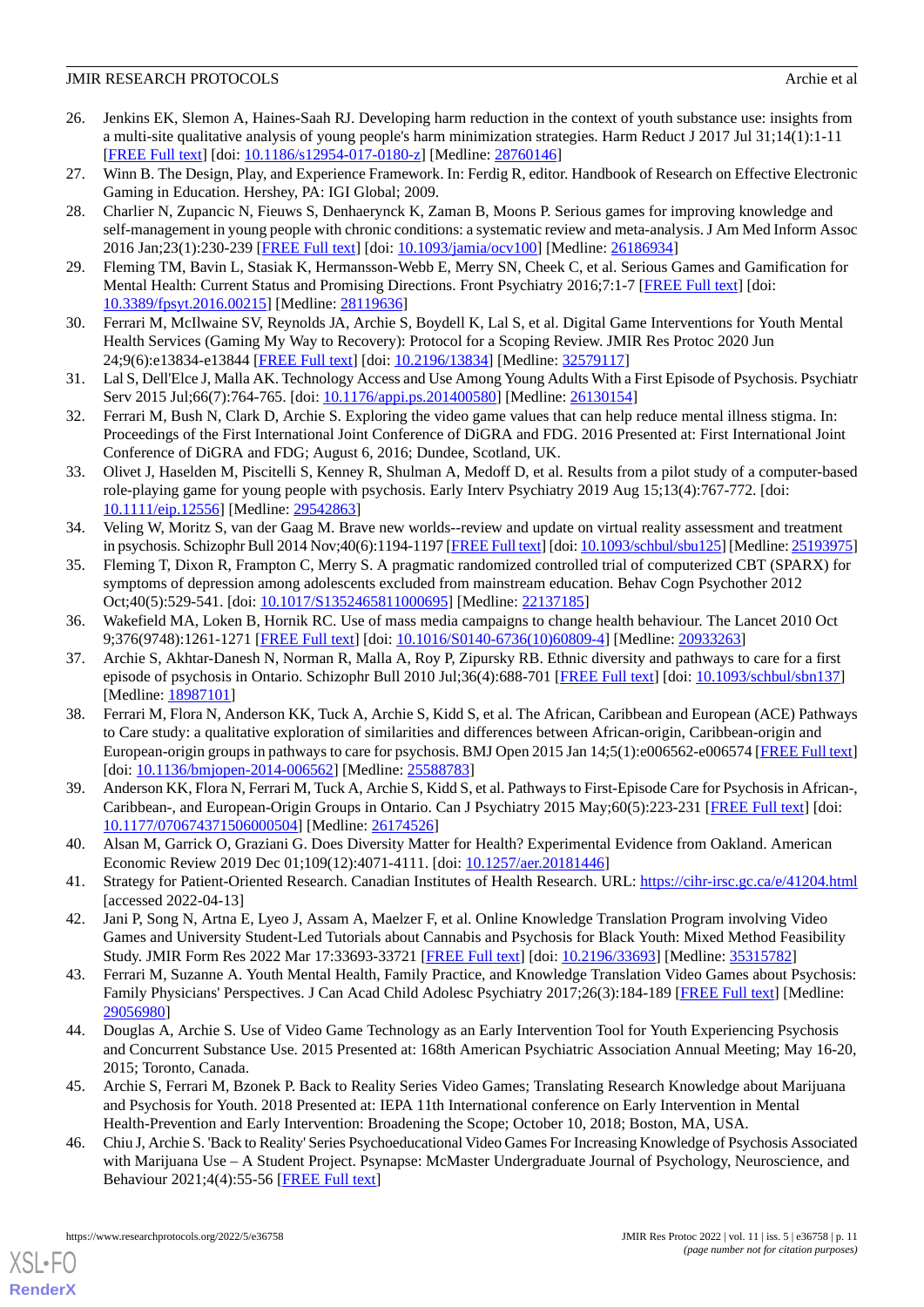26. Jenkins EK, Slemon A, Haines-Saah RJ. Developing harm reduction in the context of youth substance use: insights from a multi-site qualitative analysis of young people's harm minimization strategies. Harm Reduct J 2017 Jul 31;14(1):1-11 [FREE Full text] [doi: 10.1186/s12954-017-0180-z] [Medline: 28760146]
27. Winn B. The Design, Play, and Experience Framework. In: Ferdig R, editor. Handbook of Research on Effective Electronic Gaming in Education. Hershey, PA: IGI Global; 2009.
28. Charlier N, Zupancic N, Fieuws S, Denhaerynck K, Zaman B, Moons P. Serious games for improving knowledge and self-management in young people with chronic conditions: a systematic review and meta-analysis. J Am Med Inform Assoc 2016 Jan;23(1):230-239 [FREE Full text] [doi: 10.1093/jamia/ocv100] [Medline: 26186934]
29. Fleming TM, Bavin L, Stasiak K, Hermansson-Webb E, Merry SN, Cheek C, et al. Serious Games and Gamification for Mental Health: Current Status and Promising Directions. Front Psychiatry 2016;7:1-7 [FREE Full text] [doi: 10.3389/fpsyt.2016.00215] [Medline: 28119636]
30. Ferrari M, McIlwaine SV, Reynolds JA, Archie S, Boydell K, Lal S, et al. Digital Game Interventions for Youth Mental Health Services (Gaming My Way to Recovery): Protocol for a Scoping Review. JMIR Res Protoc 2020 Jun 24;9(6):e13834-e13844 [FREE Full text] [doi: 10.2196/13834] [Medline: 32579117]
31. Lal S, Dell'Elce J, Malla AK. Technology Access and Use Among Young Adults With a First Episode of Psychosis. Psychiatr Serv 2015 Jul;66(7):764-765. [doi: 10.1176/appi.ps.201400580] [Medline: 26130154]
32. Ferrari M, Bush N, Clark D, Archie S. Exploring the video game values that can help reduce mental illness stigma. In: Proceedings of the First International Joint Conference of DiGRA and FDG. 2016 Presented at: First International Joint Conference of DiGRA and FDG; August 6, 2016; Dundee, Scotland, UK.
33. Olivet J, Haselden M, Piscitelli S, Kenney R, Shulman A, Medoff D, et al. Results from a pilot study of a computer-based role-playing game for young people with psychosis. Early Interv Psychiatry 2019 Aug 15;13(4):767-772. [doi: 10.1111/eip.12556] [Medline: 29542863]
34. Veling W, Moritz S, van der Gaag M. Brave new worlds--review and update on virtual reality assessment and treatment in psychosis. Schizophr Bull 2014 Nov;40(6):1194-1197 [FREE Full text] [doi: 10.1093/schbul/sbu125] [Medline: 25193975]
35. Fleming T, Dixon R, Frampton C, Merry S. A pragmatic randomized controlled trial of computerized CBT (SPARX) for symptoms of depression among adolescents excluded from mainstream education. Behav Cogn Psychother 2012 Oct;40(5):529-541. [doi: 10.1017/S1352465811000695] [Medline: 22137185]
36. Wakefield MA, Loken B, Hornik RC. Use of mass media campaigns to change health behaviour. The Lancet 2010 Oct 9;376(9748):1261-1271 [FREE Full text] [doi: 10.1016/S0140-6736(10)60809-4] [Medline: 20933263]
37. Archie S, Akhtar-Danesh N, Norman R, Malla A, Roy P, Zipursky RB. Ethnic diversity and pathways to care for a first episode of psychosis in Ontario. Schizophr Bull 2010 Jul;36(4):688-701 [FREE Full text] [doi: 10.1093/schbul/sbn137] [Medline: 18987101]
38. Ferrari M, Flora N, Anderson KK, Tuck A, Archie S, Kidd S, et al. The African, Caribbean and European (ACE) Pathways to Care study: a qualitative exploration of similarities and differences between African-origin, Caribbean-origin and European-origin groups in pathways to care for psychosis. BMJ Open 2015 Jan 14;5(1):e006562-e006574 [FREE Full text] [doi: 10.1136/bmjopen-2014-006562] [Medline: 25588783]
39. Anderson KK, Flora N, Ferrari M, Tuck A, Archie S, Kidd S, et al. Pathways to First-Episode Care for Psychosis in African-, Caribbean-, and European-Origin Groups in Ontario. Can J Psychiatry 2015 May;60(5):223-231 [FREE Full text] [doi: 10.1177/070674371506000504] [Medline: 26174526]
40. Alsan M, Garrick O, Graziani G. Does Diversity Matter for Health? Experimental Evidence from Oakland. American Economic Review 2019 Dec 01;109(12):4071-4111. [doi: 10.1257/aer.20181446]
41. Strategy for Patient-Oriented Research. Canadian Institutes of Health Research. URL: https://cihr-irsc.gc.ca/e/41204.html [accessed 2022-04-13]
42. Jani P, Song N, Artna E, Lyeo J, Assam A, Maelzer F, et al. Online Knowledge Translation Program involving Video Games and University Student-Led Tutorials about Cannabis and Psychosis for Black Youth: Mixed Method Feasibility Study. JMIR Form Res 2022 Mar 17:33693-33721 [FREE Full text] [doi: 10.2196/33693] [Medline: 35315782]
43. Ferrari M, Suzanne A. Youth Mental Health, Family Practice, and Knowledge Translation Video Games about Psychosis: Family Physicians' Perspectives. J Can Acad Child Adolesc Psychiatry 2017;26(3):184-189 [FREE Full text] [Medline: 29056980]
44. Douglas A, Archie S. Use of Video Game Technology as an Early Intervention Tool for Youth Experiencing Psychosis and Concurrent Substance Use. 2015 Presented at: 168th American Psychiatric Association Annual Meeting; May 16-20, 2015; Toronto, Canada.
45. Archie S, Ferrari M, Bzonek P. Back to Reality Series Video Games; Translating Research Knowledge about Marijuana and Psychosis for Youth. 2018 Presented at: IEPA 11th International conference on Early Intervention in Mental Health-Prevention and Early Intervention: Broadening the Scope; October 10, 2018; Boston, MA, USA.
46. Chiu J, Archie S. 'Back to Reality' Series Psychoeducational Video Games For Increasing Knowledge of Psychosis Associated with Marijuana Use – A Student Project. Psynapse: McMaster Undergraduate Journal of Psychology, Neuroscience, and Behaviour 2021;4(4):55-56 [FREE Full text]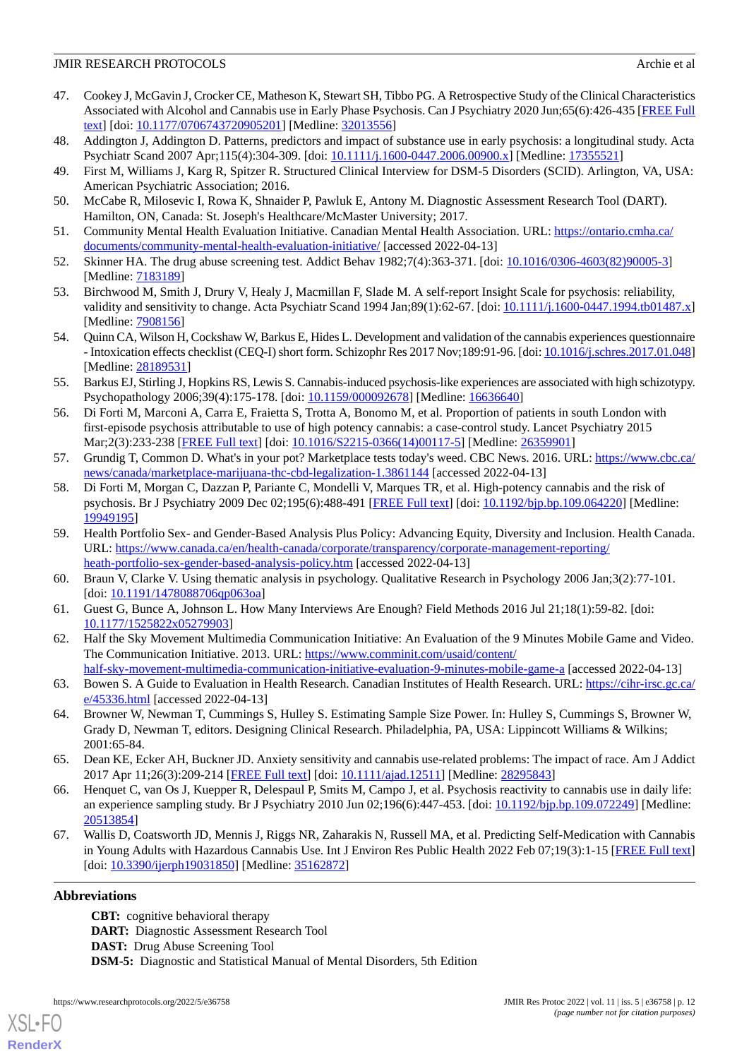47. Cookey J, McGavin J, Crocker CE, Matheson K, Stewart SH, Tibbo PG. A Retrospective Study of the Clinical Characteristics Associated with Alcohol and Cannabis use in Early Phase Psychosis. Can J Psychiatry 2020 Jun;65(6):426-435 [FREE Full text] [doi: 10.1177/0706743720905201] [Medline: 32013556]
48. Addington J, Addington D. Patterns, predictors and impact of substance use in early psychosis: a longitudinal study. Acta Psychiatr Scand 2007 Apr;115(4):304-309. [doi: 10.1111/j.1600-0447.2006.00900.x] [Medline: 17355521]
49. First M, Williams J, Karg R, Spitzer R. Structured Clinical Interview for DSM-5 Disorders (SCID). Arlington, VA, USA: American Psychiatric Association; 2016.
50. McCabe R, Milosevic I, Rowa K, Shnaider P, Pawluk E, Antony M. Diagnostic Assessment Research Tool (DART). Hamilton, ON, Canada: St. Joseph's Healthcare/McMaster University; 2017.
51. Community Mental Health Evaluation Initiative. Canadian Mental Health Association. URL: https://ontario.cmha.ca/documents/community-mental-health-evaluation-initiative/ [accessed 2022-04-13]
52. Skinner HA. The drug abuse screening test. Addict Behav 1982;7(4):363-371. [doi: 10.1016/0306-4603(82)90005-3] [Medline: 7183189]
53. Birchwood M, Smith J, Drury V, Healy J, Macmillan F, Slade M. A self-report Insight Scale for psychosis: reliability, validity and sensitivity to change. Acta Psychiatr Scand 1994 Jan;89(1):62-67. [doi: 10.1111/j.1600-0447.1994.tb01487.x] [Medline: 7908156]
54. Quinn CA, Wilson H, Cockshaw W, Barkus E, Hides L. Development and validation of the cannabis experiences questionnaire - Intoxication effects checklist (CEQ-I) short form. Schizophr Res 2017 Nov;189:91-96. [doi: 10.1016/j.schres.2017.01.048] [Medline: 28189531]
55. Barkus EJ, Stirling J, Hopkins RS, Lewis S. Cannabis-induced psychosis-like experiences are associated with high schizotypy. Psychopathology 2006;39(4):175-178. [doi: 10.1159/000092678] [Medline: 16636640]
56. Di Forti M, Marconi A, Carra E, Fraietta S, Trotta A, Bonomo M, et al. Proportion of patients in south London with first-episode psychosis attributable to use of high potency cannabis: a case-control study. Lancet Psychiatry 2015 Mar;2(3):233-238 [FREE Full text] [doi: 10.1016/S2215-0366(14)00117-5] [Medline: 26359901]
57. Grundig T, Common D. What's in your pot? Marketplace tests today's weed. CBC News. 2016. URL: https://www.cbc.ca/news/canada/marketplace-marijuana-thc-cbd-legalization-1.3861144 [accessed 2022-04-13]
58. Di Forti M, Morgan C, Dazzan P, Pariante C, Mondelli V, Marques TR, et al. High-potency cannabis and the risk of psychosis. Br J Psychiatry 2009 Dec 02;195(6):488-491 [FREE Full text] [doi: 10.1192/bjp.bp.109.064220] [Medline: 19949195]
59. Health Portfolio Sex- and Gender-Based Analysis Plus Policy: Advancing Equity, Diversity and Inclusion. Health Canada. URL: https://www.canada.ca/en/health-canada/corporate/transparency/corporate-management-reporting/heath-portfolio-sex-gender-based-analysis-policy.htm [accessed 2022-04-13]
60. Braun V, Clarke V. Using thematic analysis in psychology. Qualitative Research in Psychology 2006 Jan;3(2):77-101. [doi: 10.1191/1478088706qp063oa]
61. Guest G, Bunce A, Johnson L. How Many Interviews Are Enough? Field Methods 2016 Jul 21;18(1):59-82. [doi: 10.1177/1525822x05279903]
62. Half the Sky Movement Multimedia Communication Initiative: An Evaluation of the 9 Minutes Mobile Game and Video. The Communication Initiative. 2013. URL: https://www.comminit.com/usaid/content/half-sky-movement-multimedia-communication-initiative-evaluation-9-minutes-mobile-game-a [accessed 2022-04-13]
63. Bowen S. A Guide to Evaluation in Health Research. Canadian Institutes of Health Research. URL: https://cihr-irsc.gc.ca/e/45336.html [accessed 2022-04-13]
64. Browner W, Newman T, Cummings S, Hulley S. Estimating Sample Size Power. In: Hulley S, Cummings S, Browner W, Grady D, Newman T, editors. Designing Clinical Research. Philadelphia, PA, USA: Lippincott Williams & Wilkins; 2001:65-84.
65. Dean KE, Ecker AH, Buckner JD. Anxiety sensitivity and cannabis use-related problems: The impact of race. Am J Addict 2017 Apr 11;26(3):209-214 [FREE Full text] [doi: 10.1111/ajad.12511] [Medline: 28295843]
66. Henquet C, van Os J, Kuepper R, Delespaul P, Smits M, Campo J, et al. Psychosis reactivity to cannabis use in daily life: an experience sampling study. Br J Psychiatry 2010 Jun 02;196(6):447-453. [doi: 10.1192/bjp.bp.109.072249] [Medline: 20513854]
67. Wallis D, Coatsworth JD, Mennis J, Riggs NR, Zaharakis N, Russell MA, et al. Predicting Self-Medication with Cannabis in Young Adults with Hazardous Cannabis Use. Int J Environ Res Public Health 2022 Feb 07;19(3):1-15 [FREE Full text] [doi: 10.3390/ijerph19031850] [Medline: 35162872]

## Abbreviations

**CBT:** cognitive behavioral therapy
**DART:** Diagnostic Assessment Research Tool
**DAST:** Drug Abuse Screening Tool
**DSM-5:** Diagnostic and Statistical Manual of Mental Disorders, 5th Edition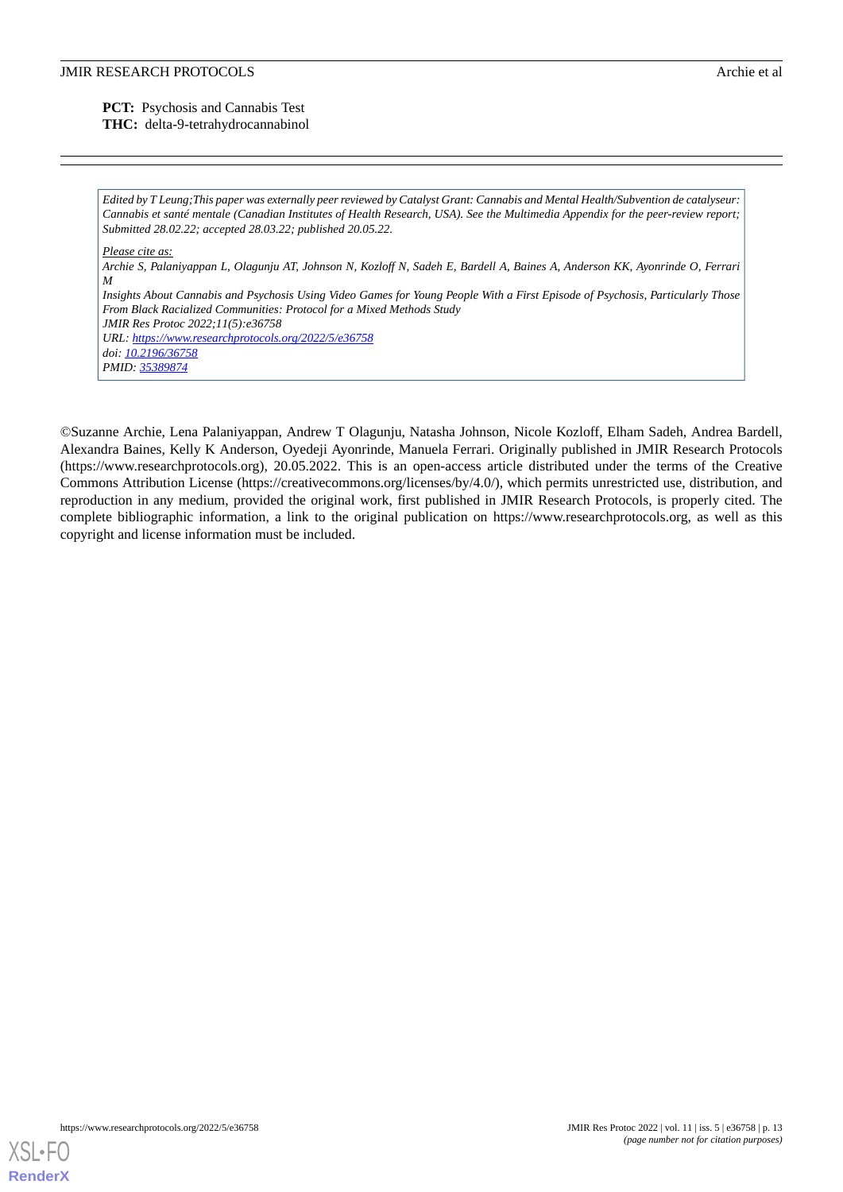**PCT:** Psychosis and Cannabis Test
**THC:** delta-9-tetrahydrocannabinol

---

*Edited by T Leung;This paper was externally peer reviewed by Catalyst Grant: Cannabis and Mental Health/Subvention de catalyseur: Cannabis et santé mentale (Canadian Institutes of Health Research, USA). See the Multimedia Appendix for the peer-review report; Submitted 28.02.22; accepted 28.03.22; published 20.05.22.*

*Please cite as:*
*Archie S, Palaniyappan L, Olagunju AT, Johnson N, Kozloff N, Sadeh E, Bardell A, Baines A, Anderson KK, Ayonrinde O, Ferrari M*
*Insights About Cannabis and Psychosis Using Video Games for Young People With a First Episode of Psychosis, Particularly Those From Black Racialized Communities: Protocol for a Mixed Methods Study*
*JMIR Res Protoc 2022;11(5):e36758*
*URL: https://www.researchprotocols.org/2022/5/e36758*
*doi: 10.2196/36758*
*PMID: 35389874*

©Suzanne Archie, Lena Palaniyappan, Andrew T Olagunju, Natasha Johnson, Nicole Kozloff, Elham Sadeh, Andrea Bardell, Alexandra Baines, Kelly K Anderson, Oyedeji Ayonrinde, Manuela Ferrari. Originally published in JMIR Research Protocols (https://www.researchprotocols.org), 20.05.2022. This is an open-access article distributed under the terms of the Creative Commons Attribution License (https://creativecommons.org/licenses/by/4.0/), which permits unrestricted use, distribution, and reproduction in any medium, provided the original work, first published in JMIR Research Protocols, is properly cited. The complete bibliographic information, a link to the original publication on https://www.researchprotocols.org, as well as this copyright and license information must be included.